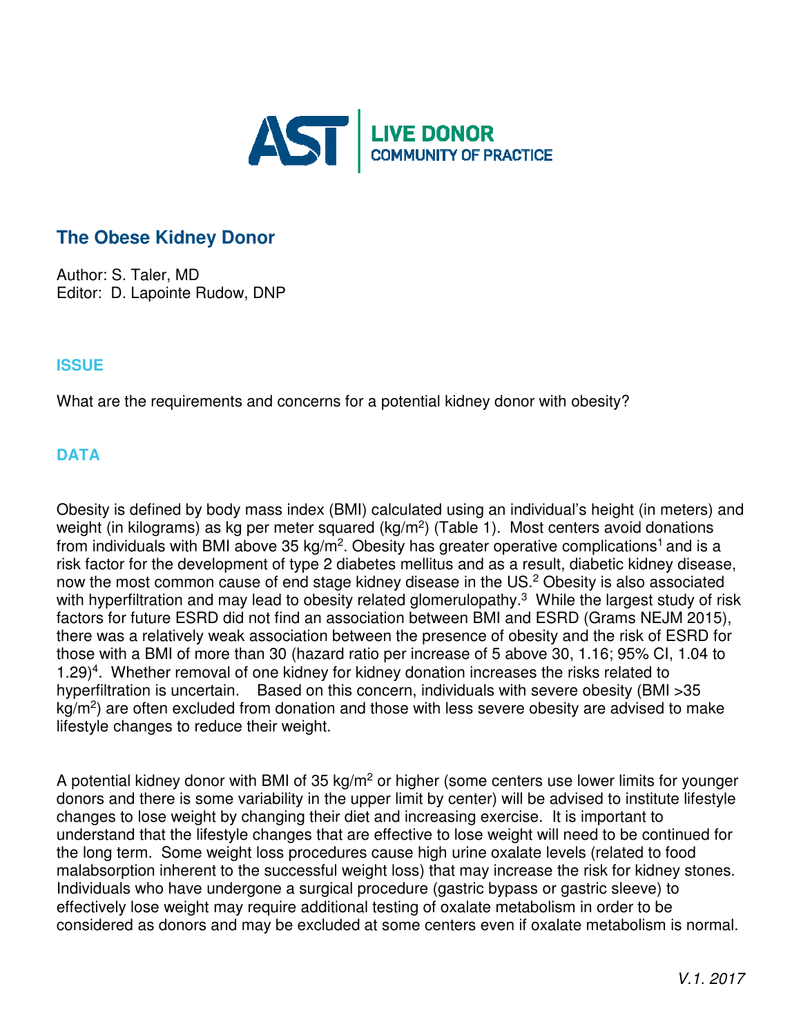AST | LIVE DONOR COMMUNITY OF PRACTICE

## The Obese Kidney Donor

Author: S. Taler, MD
Editor: D. Lapointe Rudow, DNP

### ISSUE

What are the requirements and concerns for a potential kidney donor with obesity?

### DATA

Obesity is defined by body mass index (BMI) calculated using an individual's height (in meters) and weight (in kilograms) as kg per meter squared (kg/m$^2$) (Table 1). Most centers avoid donations from individuals with BMI above 35 kg/m$^2$. Obesity has greater operative complications[1] and is a risk factor for the development of type 2 diabetes mellitus and as a result, diabetic kidney disease, now the most common cause of end stage kidney disease in the US.[2] Obesity is also associated with hyperfiltration and may lead to obesity related glomerulopathy.[3] While the largest study of risk factors for future ESRD did not find an association between BMI and ESRD (Grams NEJM 2015), there was a relatively weak association between the presence of obesity and the risk of ESRD for those with a BMI of more than 30 (hazard ratio per increase of 5 above 30, 1.16; 95% CI, 1.04 to 1.29)[4]. Whether removal of one kidney for kidney donation increases the risks related to hyperfiltration is uncertain. Based on this concern, individuals with severe obesity (BMI >35 kg/m$^2$) are often excluded from donation and those with less severe obesity are advised to make lifestyle changes to reduce their weight.

A potential kidney donor with BMI of 35 kg/m$^2$ or higher (some centers use lower limits for younger donors and there is some variability in the upper limit by center) will be advised to institute lifestyle changes to lose weight by changing their diet and increasing exercise. It is important to understand that the lifestyle changes that are effective to lose weight will need to be continued for the long term. Some weight loss procedures cause high urine oxalate levels (related to food malabsorption inherent to the successful weight loss) that may increase the risk for kidney stones. Individuals who have undergone a surgical procedure (gastric bypass or gastric sleeve) to effectively lose weight may require additional testing of oxalate metabolism in order to be considered as donors and may be excluded at some centers even if oxalate metabolism is normal.

*V.1. 2017*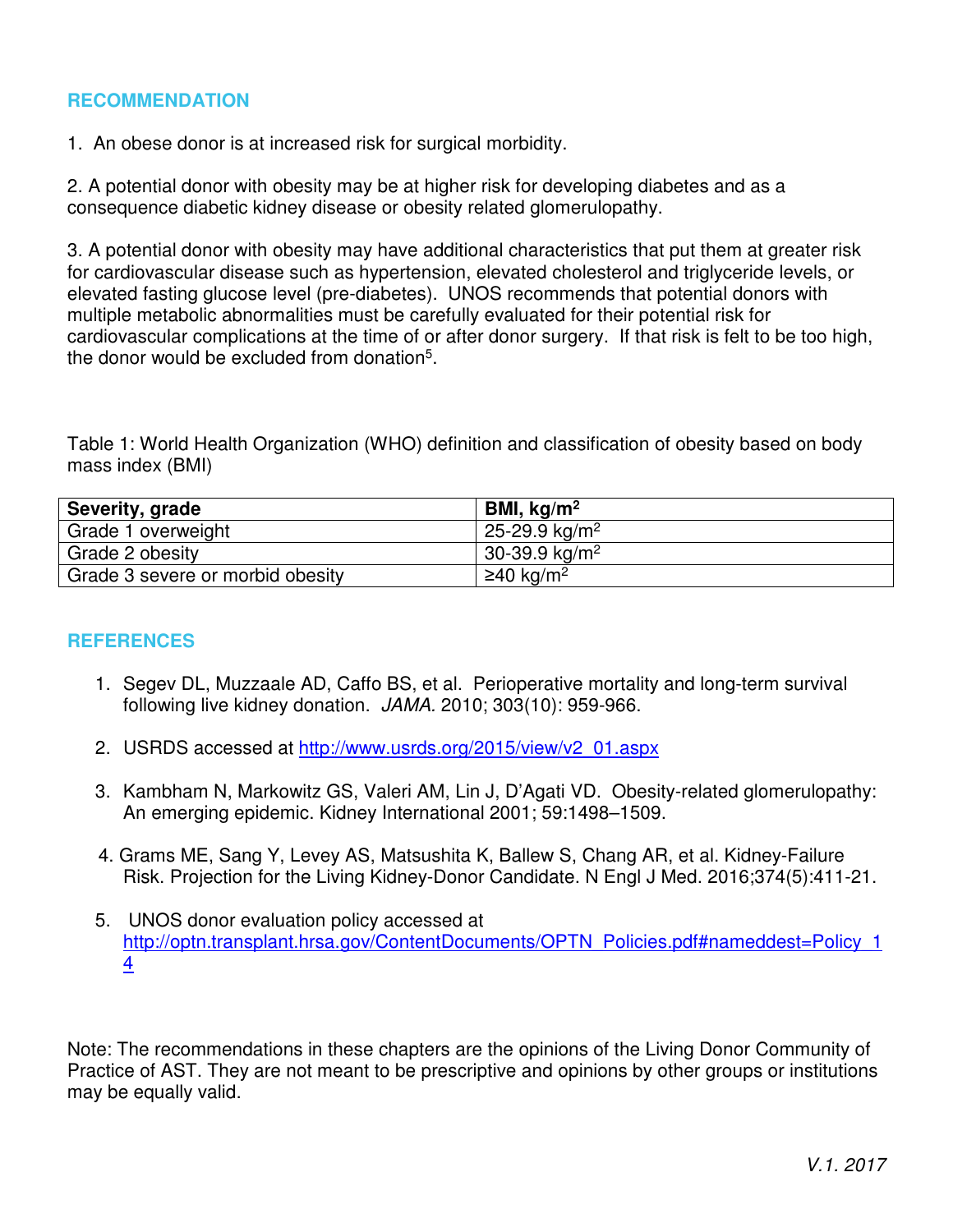## RECOMMENDATION

1. An obese donor is at increased risk for surgical morbidity.

2. A potential donor with obesity may be at higher risk for developing diabetes and as a consequence diabetic kidney disease or obesity related glomerulopathy.

3. A potential donor with obesity may have additional characteristics that put them at greater risk for cardiovascular disease such as hypertension, elevated cholesterol and triglyceride levels, or elevated fasting glucose level (pre-diabetes). UNOS recommends that potential donors with multiple metabolic abnormalities must be carefully evaluated for their potential risk for cardiovascular complications at the time of or after donor surgery. If that risk is felt to be too high, the donor would be excluded from donation[5].

Table 1: World Health Organization (WHO) definition and classification of obesity based on body mass index (BMI)

| **Severity, grade** | **BMI, kg/m$^2$** |
|---|---|
| Grade 1 overweight | 25-29.9 kg/m$^2$ |
| Grade 2 obesity | 30-39.9 kg/m$^2$ |
| Grade 3 severe or morbid obesity | ≥40 kg/m$^2$ |

## REFERENCES

1. Segev DL, Muzzaale AD, Caffo BS, et al. Perioperative mortality and long-term survival following live kidney donation. *JAMA.* 2010; 303(10): 959-966.

2. USRDS accessed at http://www.usrds.org/2015/view/v2_01.aspx

3. Kambham N, Markowitz GS, Valeri AM, Lin J, D'Agati VD. Obesity-related glomerulopathy: An emerging epidemic. Kidney International 2001; 59:1498–1509.

4. Grams ME, Sang Y, Levey AS, Matsushita K, Ballew S, Chang AR, et al. Kidney-Failure Risk. Projection for the Living Kidney-Donor Candidate. N Engl J Med. 2016;374(5):411-21.

5. UNOS donor evaluation policy accessed at http://optn.transplant.hrsa.gov/ContentDocuments/OPTN_Policies.pdf#nameddest=Policy_14

Note: The recommendations in these chapters are the opinions of the Living Donor Community of Practice of AST. They are not meant to be prescriptive and opinions by other groups or institutions may be equally valid.

*V.1. 2017*